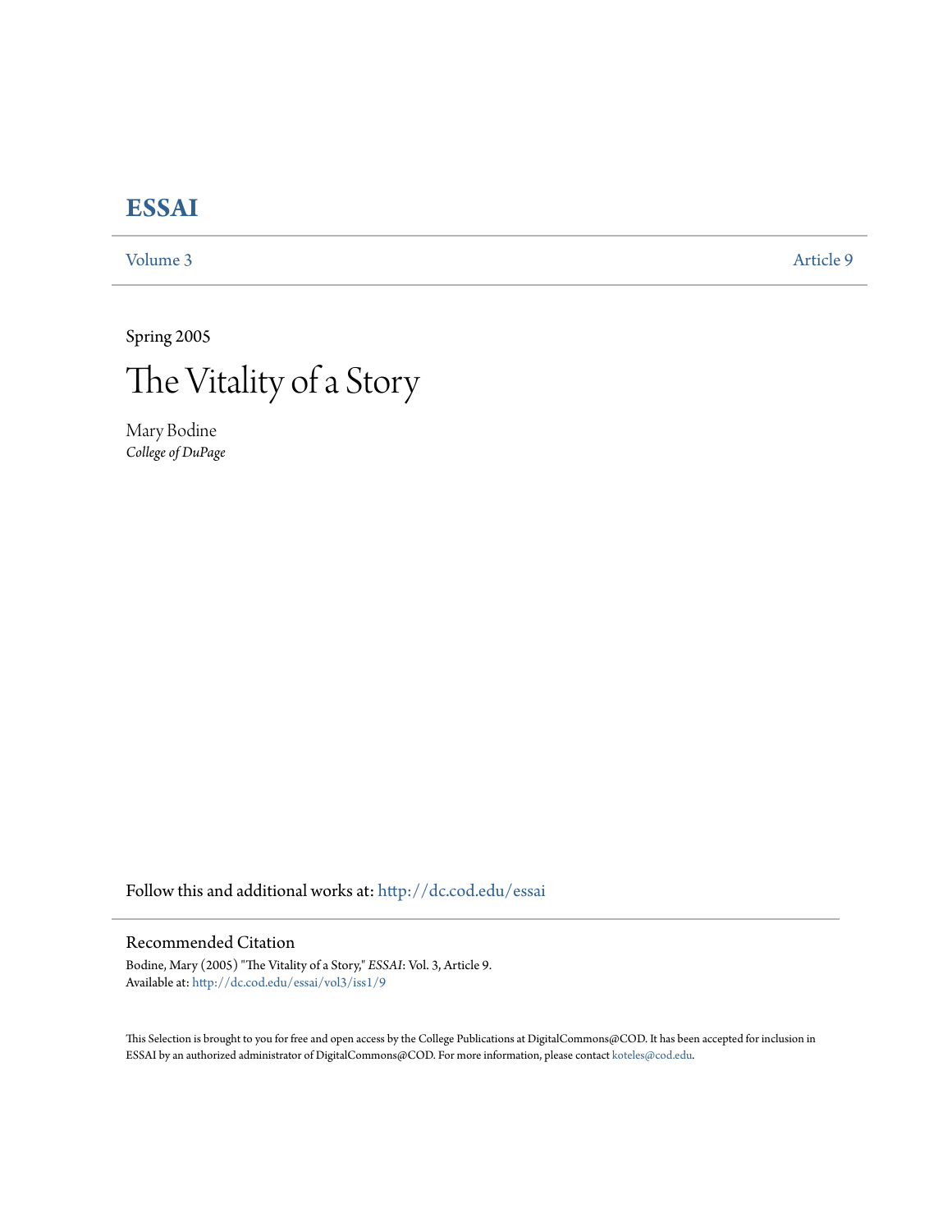# ESSAI

Volume 3 Article 9

Spring 2005

## The Vitality of a Story

Mary Bodine
*College of DuPage*

Follow this and additional works at: http://dc.cod.edu/essai

### Recommended Citation

Bodine, Mary (2005) "The Vitality of a Story," *ESSAI*: Vol. 3, Article 9.
Available at: http://dc.cod.edu/essai/vol3/iss1/9

This Selection is brought to you for free and open access by the College Publications at DigitalCommons@COD. It has been accepted for inclusion in ESSAI by an authorized administrator of DigitalCommons@COD. For more information, please contact koteles@cod.edu.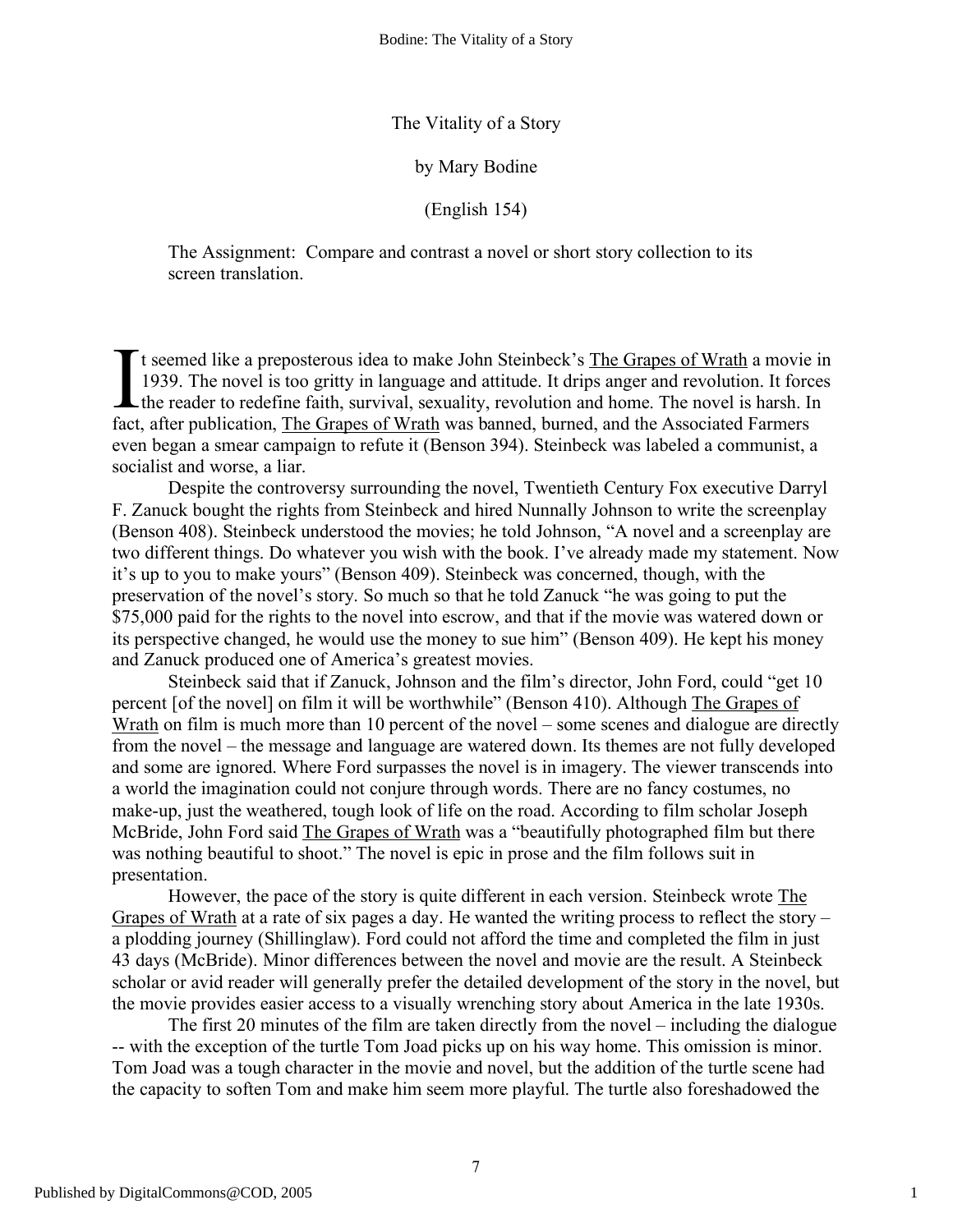The Vitality of a Story

by Mary Bodine

(English 154)

> The Assignment: Compare and contrast a novel or short story collection to its screen translation.

It seemed like a preposterous idea to make John Steinbeck's The Grapes of Wrath a movie in 1939. The novel is too gritty in language and attitude. It drips anger and revolution. It forces the reader to redefine faith, survival, sexuality, revolution and home. The novel is harsh. In fact, after publication, The Grapes of Wrath was banned, burned, and the Associated Farmers even began a smear campaign to refute it (Benson 394). Steinbeck was labeled a communist, a socialist and worse, a liar.

Despite the controversy surrounding the novel, Twentieth Century Fox executive Darryl F. Zanuck bought the rights from Steinbeck and hired Nunnally Johnson to write the screenplay (Benson 408). Steinbeck understood the movies; he told Johnson, "A novel and a screenplay are two different things. Do whatever you wish with the book. I've already made my statement. Now it's up to you to make yours" (Benson 409). Steinbeck was concerned, though, with the preservation of the novel's story. So much so that he told Zanuck "he was going to put the $75,000 paid for the rights to the novel into escrow, and that if the movie was watered down or its perspective changed, he would use the money to sue him" (Benson 409). He kept his money and Zanuck produced one of America's greatest movies.

Steinbeck said that if Zanuck, Johnson and the film's director, John Ford, could "get 10 percent [of the novel] on film it will be worthwhile" (Benson 410). Although The Grapes of Wrath on film is much more than 10 percent of the novel – some scenes and dialogue are directly from the novel – the message and language are watered down. Its themes are not fully developed and some are ignored. Where Ford surpasses the novel is in imagery. The viewer transcends into a world the imagination could not conjure through words. There are no fancy costumes, no make-up, just the weathered, tough look of life on the road. According to film scholar Joseph McBride, John Ford said The Grapes of Wrath was a "beautifully photographed film but there was nothing beautiful to shoot." The novel is epic in prose and the film follows suit in presentation.

However, the pace of the story is quite different in each version. Steinbeck wrote The Grapes of Wrath at a rate of six pages a day. He wanted the writing process to reflect the story – a plodding journey (Shillinglaw). Ford could not afford the time and completed the film in just 43 days (McBride). Minor differences between the novel and movie are the result. A Steinbeck scholar or avid reader will generally prefer the detailed development of the story in the novel, but the movie provides easier access to a visually wrenching story about America in the late 1930s.

The first 20 minutes of the film are taken directly from the novel – including the dialogue -- with the exception of the turtle Tom Joad picks up on his way home. This omission is minor. Tom Joad was a tough character in the movie and novel, but the addition of the turtle scene had the capacity to soften Tom and make him seem more playful. The turtle also foreshadowed the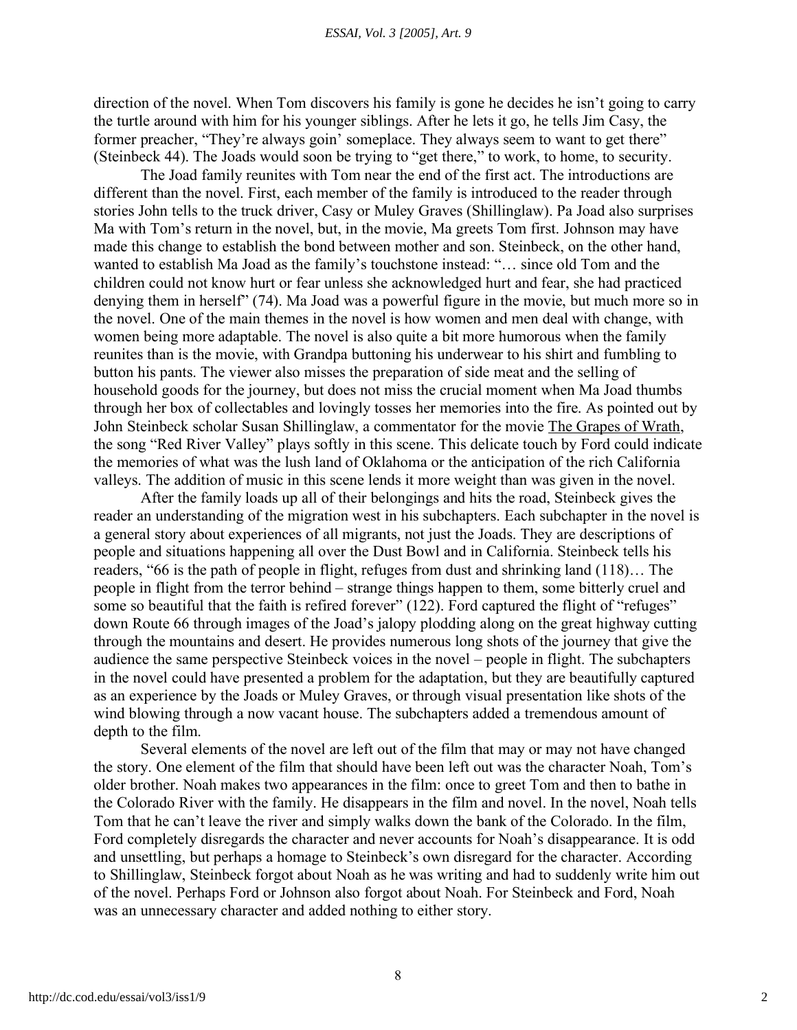direction of the novel. When Tom discovers his family is gone he decides he isn't going to carry the turtle around with him for his younger siblings. After he lets it go, he tells Jim Casy, the former preacher, "They're always goin' someplace. They always seem to want to get there" (Steinbeck 44). The Joads would soon be trying to "get there," to work, to home, to security.

The Joad family reunites with Tom near the end of the first act. The introductions are different than the novel. First, each member of the family is introduced to the reader through stories John tells to the truck driver, Casy or Muley Graves (Shillinglaw). Pa Joad also surprises Ma with Tom's return in the novel, but, in the movie, Ma greets Tom first. Johnson may have made this change to establish the bond between mother and son. Steinbeck, on the other hand, wanted to establish Ma Joad as the family's touchstone instead: "… since old Tom and the children could not know hurt or fear unless she acknowledged hurt and fear, she had practiced denying them in herself" (74). Ma Joad was a powerful figure in the movie, but much more so in the novel. One of the main themes in the novel is how women and men deal with change, with women being more adaptable. The novel is also quite a bit more humorous when the family reunites than is the movie, with Grandpa buttoning his underwear to his shirt and fumbling to button his pants. The viewer also misses the preparation of side meat and the selling of household goods for the journey, but does not miss the crucial moment when Ma Joad thumbs through her box of collectables and lovingly tosses her memories into the fire. As pointed out by John Steinbeck scholar Susan Shillinglaw, a commentator for the movie The Grapes of Wrath, the song "Red River Valley" plays softly in this scene. This delicate touch by Ford could indicate the memories of what was the lush land of Oklahoma or the anticipation of the rich California valleys. The addition of music in this scene lends it more weight than was given in the novel.

After the family loads up all of their belongings and hits the road, Steinbeck gives the reader an understanding of the migration west in his subchapters. Each subchapter in the novel is a general story about experiences of all migrants, not just the Joads. They are descriptions of people and situations happening all over the Dust Bowl and in California. Steinbeck tells his readers, "66 is the path of people in flight, refuges from dust and shrinking land (118)… The people in flight from the terror behind – strange things happen to them, some bitterly cruel and some so beautiful that the faith is refired forever" (122). Ford captured the flight of "refuges" down Route 66 through images of the Joad's jalopy plodding along on the great highway cutting through the mountains and desert. He provides numerous long shots of the journey that give the audience the same perspective Steinbeck voices in the novel – people in flight. The subchapters in the novel could have presented a problem for the adaptation, but they are beautifully captured as an experience by the Joads or Muley Graves, or through visual presentation like shots of the wind blowing through a now vacant house. The subchapters added a tremendous amount of depth to the film.

Several elements of the novel are left out of the film that may or may not have changed the story. One element of the film that should have been left out was the character Noah, Tom's older brother. Noah makes two appearances in the film: once to greet Tom and then to bathe in the Colorado River with the family. He disappears in the film and novel. In the novel, Noah tells Tom that he can't leave the river and simply walks down the bank of the Colorado. In the film, Ford completely disregards the character and never accounts for Noah's disappearance. It is odd and unsettling, but perhaps a homage to Steinbeck's own disregard for the character. According to Shillinglaw, Steinbeck forgot about Noah as he was writing and had to suddenly write him out of the novel. Perhaps Ford or Johnson also forgot about Noah. For Steinbeck and Ford, Noah was an unnecessary character and added nothing to either story.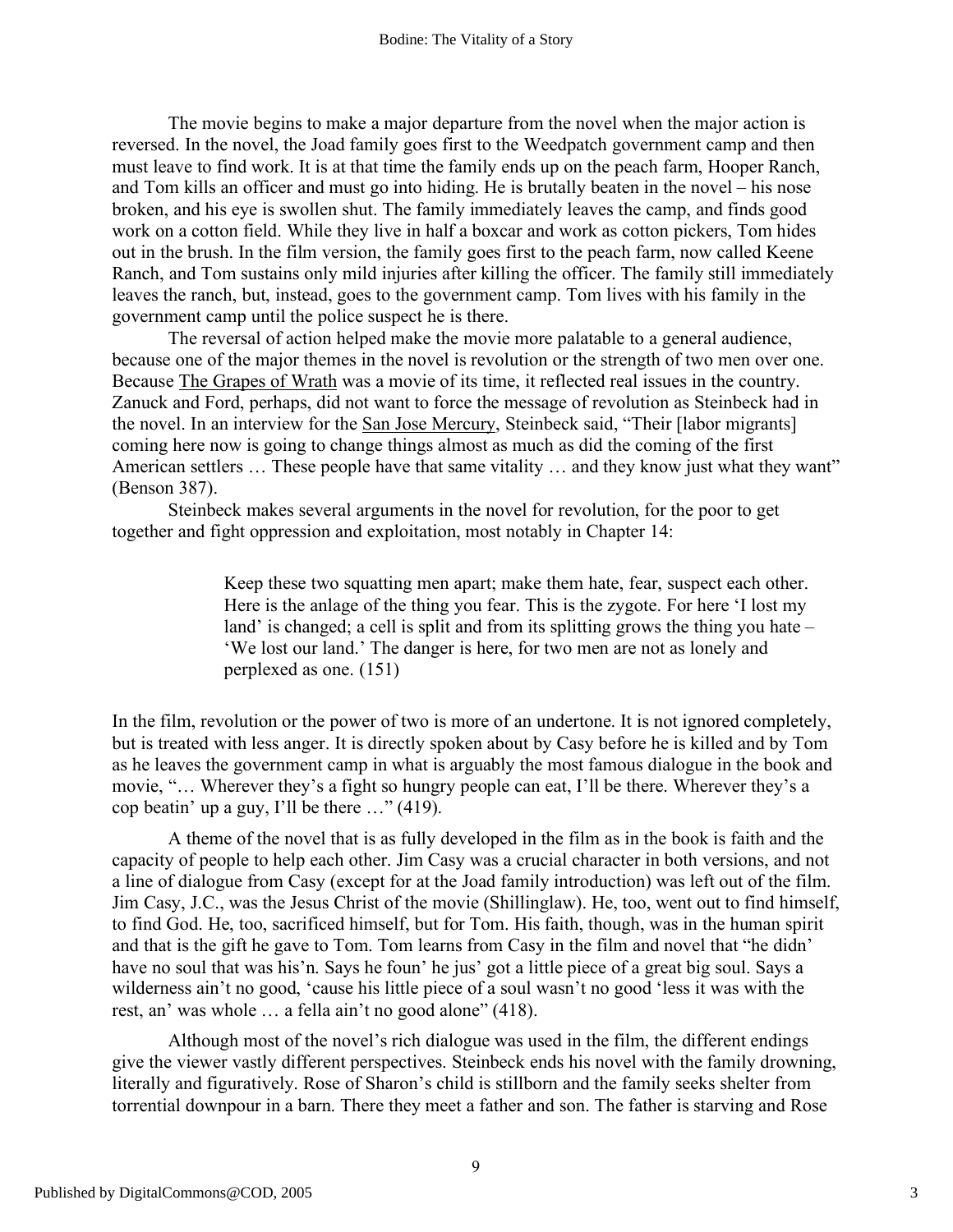The movie begins to make a major departure from the novel when the major action is reversed. In the novel, the Joad family goes first to the Weedpatch government camp and then must leave to find work. It is at that time the family ends up on the peach farm, Hooper Ranch, and Tom kills an officer and must go into hiding. He is brutally beaten in the novel – his nose broken, and his eye is swollen shut. The family immediately leaves the camp, and finds good work on a cotton field. While they live in half a boxcar and work as cotton pickers, Tom hides out in the brush. In the film version, the family goes first to the peach farm, now called Keene Ranch, and Tom sustains only mild injuries after killing the officer. The family still immediately leaves the ranch, but, instead, goes to the government camp. Tom lives with his family in the government camp until the police suspect he is there.

The reversal of action helped make the movie more palatable to a general audience, because one of the major themes in the novel is revolution or the strength of two men over one. Because The Grapes of Wrath was a movie of its time, it reflected real issues in the country. Zanuck and Ford, perhaps, did not want to force the message of revolution as Steinbeck had in the novel. In an interview for the San Jose Mercury, Steinbeck said, "Their [labor migrants] coming here now is going to change things almost as much as did the coming of the first American settlers … These people have that same vitality … and they know just what they want" (Benson 387).

Steinbeck makes several arguments in the novel for revolution, for the poor to get together and fight oppression and exploitation, most notably in Chapter 14:

> Keep these two squatting men apart; make them hate, fear, suspect each other. Here is the anlage of the thing you fear. This is the zygote. For here 'I lost my land' is changed; a cell is split and from its splitting grows the thing you hate – 'We lost our land.' The danger is here, for two men are not as lonely and perplexed as one. (151)

In the film, revolution or the power of two is more of an undertone. It is not ignored completely, but is treated with less anger. It is directly spoken about by Casy before he is killed and by Tom as he leaves the government camp in what is arguably the most famous dialogue in the book and movie, "… Wherever they's a fight so hungry people can eat, I'll be there. Wherever they's a cop beatin' up a guy, I'll be there …" (419).

A theme of the novel that is as fully developed in the film as in the book is faith and the capacity of people to help each other. Jim Casy was a crucial character in both versions, and not a line of dialogue from Casy (except for at the Joad family introduction) was left out of the film. Jim Casy, J.C., was the Jesus Christ of the movie (Shillinglaw). He, too, went out to find himself, to find God. He, too, sacrificed himself, but for Tom. His faith, though, was in the human spirit and that is the gift he gave to Tom. Tom learns from Casy in the film and novel that "he didn' have no soul that was his'n. Says he foun' he jus' got a little piece of a great big soul. Says a wilderness ain't no good, 'cause his little piece of a soul wasn't no good 'less it was with the rest, an' was whole … a fella ain't no good alone" (418).

Although most of the novel's rich dialogue was used in the film, the different endings give the viewer vastly different perspectives. Steinbeck ends his novel with the family drowning, literally and figuratively. Rose of Sharon's child is stillborn and the family seeks shelter from torrential downpour in a barn. There they meet a father and son. The father is starving and Rose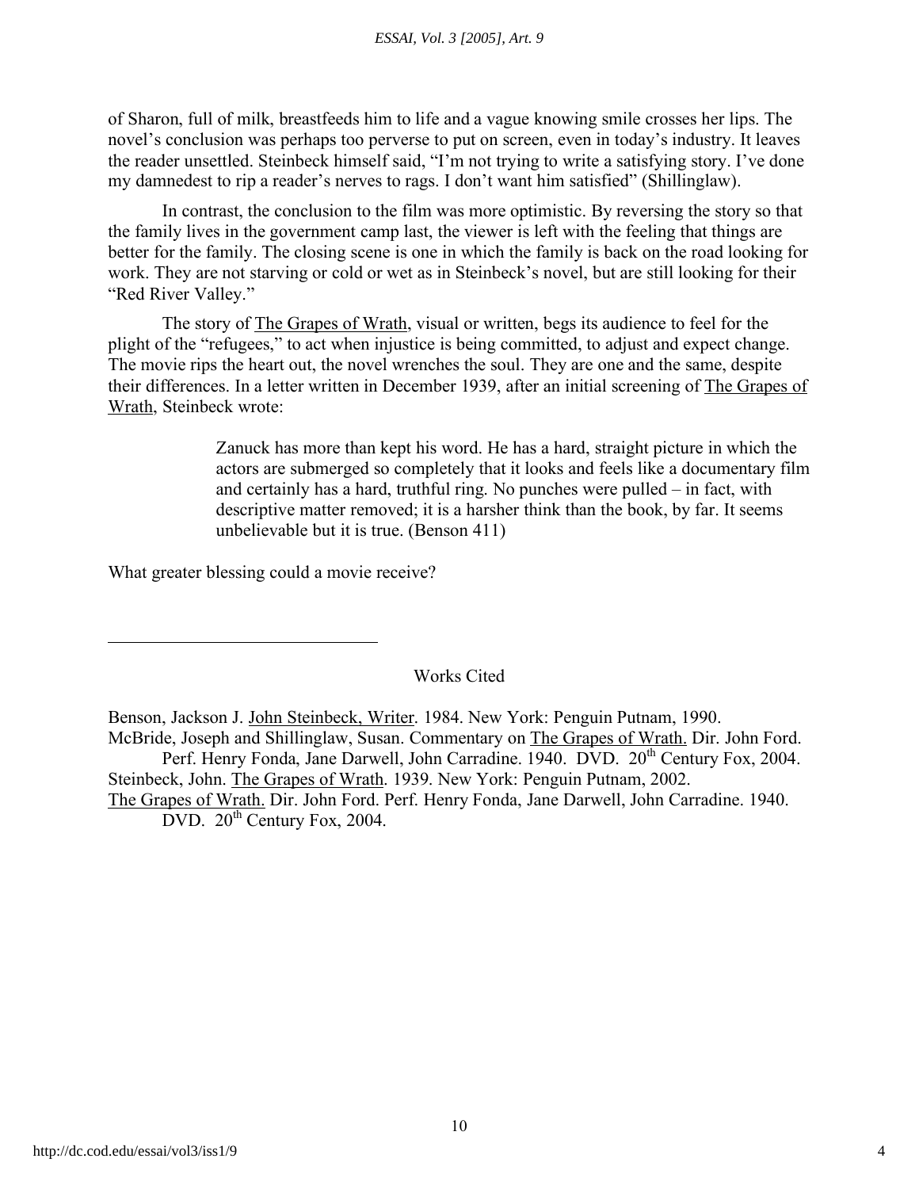of Sharon, full of milk, breastfeeds him to life and a vague knowing smile crosses her lips. The novel's conclusion was perhaps too perverse to put on screen, even in today's industry. It leaves the reader unsettled. Steinbeck himself said, "I'm not trying to write a satisfying story. I've done my damnedest to rip a reader's nerves to rags. I don't want him satisfied" (Shillinglaw).

In contrast, the conclusion to the film was more optimistic. By reversing the story so that the family lives in the government camp last, the viewer is left with the feeling that things are better for the family. The closing scene is one in which the family is back on the road looking for work. They are not starving or cold or wet as in Steinbeck's novel, but are still looking for their "Red River Valley."

The story of The Grapes of Wrath, visual or written, begs its audience to feel for the plight of the "refugees," to act when injustice is being committed, to adjust and expect change. The movie rips the heart out, the novel wrenches the soul. They are one and the same, despite their differences. In a letter written in December 1939, after an initial screening of The Grapes of Wrath, Steinbeck wrote:

> Zanuck has more than kept his word. He has a hard, straight picture in which the actors are submerged so completely that it looks and feels like a documentary film and certainly has a hard, truthful ring. No punches were pulled – in fact, with descriptive matter removed; it is a harsher think than the book, by far. It seems unbelievable but it is true. (Benson 411)

What greater blessing could a movie receive?

---

## Works Cited

Benson, Jackson J. John Steinbeck, Writer. 1984. New York: Penguin Putnam, 1990.

McBride, Joseph and Shillinglaw, Susan. Commentary on The Grapes of Wrath. Dir. John Ford. Perf. Henry Fonda, Jane Darwell, John Carradine. 1940. DVD. 20th Century Fox, 2004.

Steinbeck, John. The Grapes of Wrath. 1939. New York: Penguin Putnam, 2002.

The Grapes of Wrath. Dir. John Ford. Perf. Henry Fonda, Jane Darwell, John Carradine. 1940. DVD. 20th Century Fox, 2004.